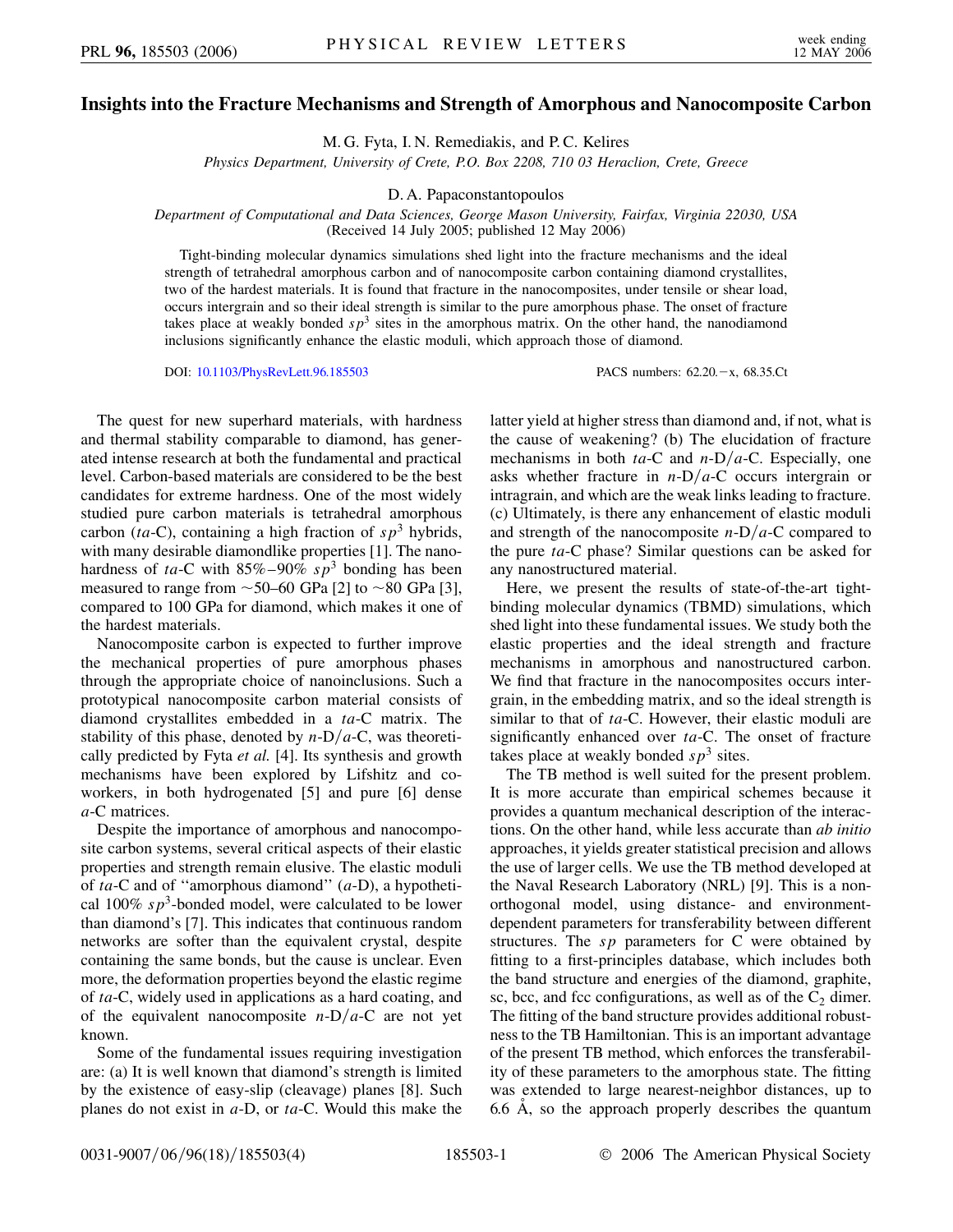# Insights into the Fracture Mechanisms and Strength of Amorphous and Nanocomposite Carbon

M. G. Fyta, I. N. Remediakis, and P. C. Kelires

*Physics Department, University of Crete, P.O. Box 2208, 710 03 Heraclion, Crete, Greece*

D. A. Papaconstantopoulos

*Department of Computational and Data Sciences, George Mason University, Fairfax, Virginia 22030, USA*

(Received 14 July 2005; published 12 May 2006)

Tight-binding molecular dynamics simulations shed light into the fracture mechanisms and the ideal strength of tetrahedral amorphous carbon and of nanocomposite carbon containing diamond crystallites, two of the hardest materials. It is found that fracture in the nanocomposites, under tensile or shear load, occurs intergrain and so their ideal strength is similar to the pure amorphous phase. The onset of fracture takes place at weakly bonded $sp^3$ sites in the amorphous matrix. On the other hand, the nanodiamond inclusions significantly enhance the elastic moduli, which approach those of diamond.

DOI: 10.1103/PhysRevLett.96.185503

PACS numbers: 62.20.−x, 68.35.Ct

The quest for new superhard materials, with hardness and thermal stability comparable to diamond, has generated intense research at both the fundamental and practical level. Carbon-based materials are considered to be the best candidates for extreme hardness. One of the most widely studied pure carbon materials is tetrahedral amorphous carbon (*ta*-C), containing a high fraction of $sp^3$ hybrids, with many desirable diamondlike properties [1]. The nanohardness of *ta*-C with 85%–90% $sp^3$ bonding has been measured to range from ~50–60 GPa [2] to ~80 GPa [3], compared to 100 GPa for diamond, which makes it one of the hardest materials.

Nanocomposite carbon is expected to further improve the mechanical properties of pure amorphous phases through the appropriate choice of nanoinclusions. Such a prototypical nanocomposite carbon material consists of diamond crystallites embedded in a *ta*-C matrix. The stability of this phase, denoted by *n*-D/*a*-C, was theoretically predicted by Fyta *et al.* [4]. Its synthesis and growth mechanisms have been explored by Lifshitz and coworkers, in both hydrogenated [5] and pure [6] dense *a*-C matrices.

Despite the importance of amorphous and nanocomposite carbon systems, several critical aspects of their elastic properties and strength remain elusive. The elastic moduli of *ta*-C and of "amorphous diamond" (*a*-D), a hypothetical 100% $sp^3$-bonded model, were calculated to be lower than diamond's [7]. This indicates that continuous random networks are softer than the equivalent crystal, despite containing the same bonds, but the cause is unclear. Even more, the deformation properties beyond the elastic regime of *ta*-C, widely used in applications as a hard coating, and of the equivalent nanocomposite *n*-D/*a*-C are not yet known.

Some of the fundamental issues requiring investigation are: (a) It is well known that diamond's strength is limited by the existence of easy-slip (cleavage) planes [8]. Such planes do not exist in *a*-D, or *ta*-C. Would this make the latter yield at higher stress than diamond and, if not, what is the cause of weakening? (b) The elucidation of fracture mechanisms in both *ta*-C and *n*-D/*a*-C. Especially, one asks whether fracture in *n*-D/*a*-C occurs intergrain or intragrain, and which are the weak links leading to fracture. (c) Ultimately, is there any enhancement of elastic moduli and strength of the nanocomposite *n*-D/*a*-C compared to the pure *ta*-C phase? Similar questions can be asked for any nanostructured material.

Here, we present the results of state-of-the-art tight-binding molecular dynamics (TBMD) simulations, which shed light into these fundamental issues. We study both the elastic properties and the ideal strength and fracture mechanisms in amorphous and nanostructured carbon. We find that fracture in the nanocomposites occurs intergrain, in the embedding matrix, and so the ideal strength is similar to that of *ta*-C. However, their elastic moduli are significantly enhanced over *ta*-C. The onset of fracture takes place at weakly bonded $sp^3$ sites.

The TB method is well suited for the present problem. It is more accurate than empirical schemes because it provides a quantum mechanical description of the interactions. On the other hand, while less accurate than *ab initio* approaches, it yields greater statistical precision and allows the use of larger cells. We use the TB method developed at the Naval Research Laboratory (NRL) [9]. This is a non-orthogonal model, using distance- and environment-dependent parameters for transferability between different structures. The *sp* parameters for C were obtained by fitting to a first-principles database, which includes both the band structure and energies of the diamond, graphite, sc, bcc, and fcc configurations, as well as of the $C_2$ dimer. The fitting of the band structure provides additional robustness to the TB Hamiltonian. This is an important advantage of the present TB method, which enforces the transferability of these parameters to the amorphous state. The fitting was extended to large nearest-neighbor distances, up to 6.6 Å, so the approach properly describes the quantum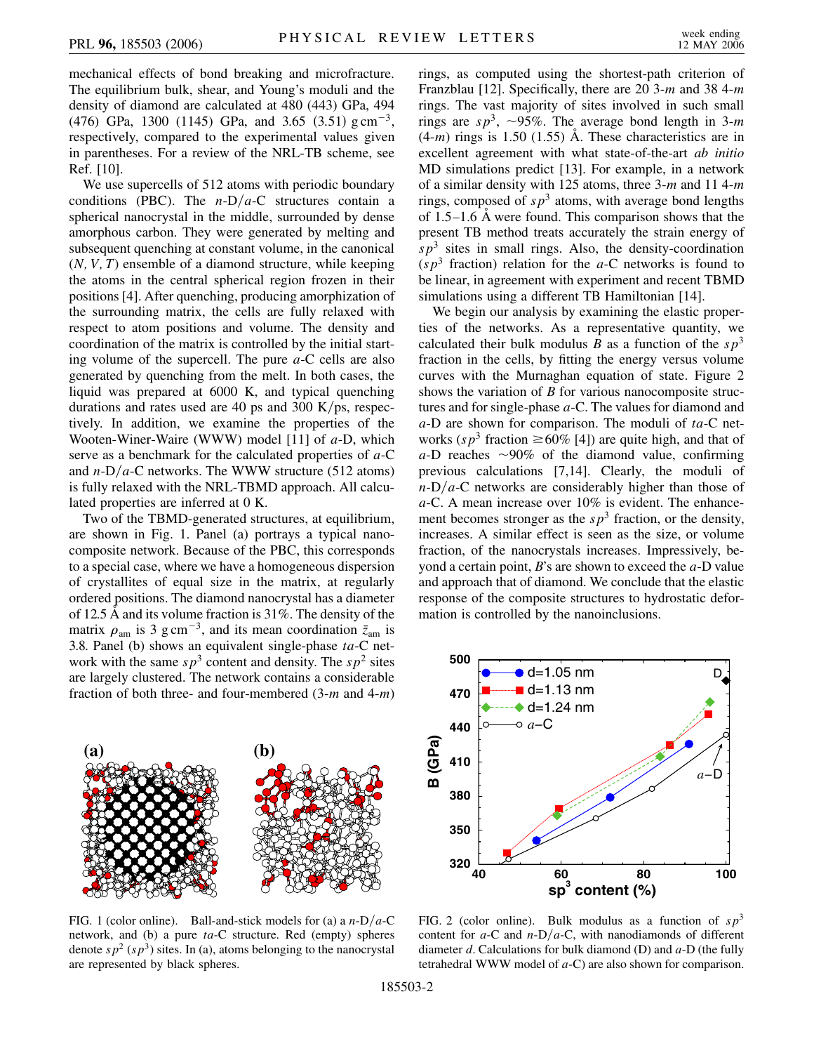mechanical effects of bond breaking and microfracture. The equilibrium bulk, shear, and Young's moduli and the density of diamond are calculated at 480 (443) GPa, 494 (476) GPa, 1300 (1145) GPa, and 3.65 (3.51) g cm$^{-3}$, respectively, compared to the experimental values given in parentheses. For a review of the NRL-TB scheme, see Ref. [10].

We use supercells of 512 atoms with periodic boundary conditions (PBC). The $n$-D/$a$-C structures contain a spherical nanocrystal in the middle, surrounded by dense amorphous carbon. They were generated by melting and subsequent quenching at constant volume, in the canonical $(N, V, T)$ ensemble of a diamond structure, while keeping the atoms in the central spherical region frozen in their positions [4]. After quenching, producing amorphization of the surrounding matrix, the cells are fully relaxed with respect to atom positions and volume. The density and coordination of the matrix is controlled by the initial starting volume of the supercell. The pure $a$-C cells are also generated by quenching from the melt. In both cases, the liquid was prepared at 6000 K, and typical quenching durations and rates used are 40 ps and 300 K/ps, respectively. In addition, we examine the properties of the Wooten-Winer-Waire (WWW) model [11] of $a$-D, which serve as a benchmark for the calculated properties of $a$-C and $n$-D/$a$-C networks. The WWW structure (512 atoms) is fully relaxed with the NRL-TBMD approach. All calculated properties are inferred at 0 K.

Two of the TBMD-generated structures, at equilibrium, are shown in Fig. 1. Panel (a) portrays a typical nanocomposite network. Because of the PBC, this corresponds to a special case, where we have a homogeneous dispersion of crystallites of equal size in the matrix, at regularly ordered positions. The diamond nanocrystal has a diameter of 12.5 Å and its volume fraction is 31%. The density of the matrix $\rho_{\mathrm{am}}$ is 3 g cm$^{-3}$, and its mean coordination $\bar{z}_{\mathrm{am}}$ is 3.8. Panel (b) shows an equivalent single-phase $ta$-C network with the same $sp^3$ content and density. The $sp^2$ sites are largely clustered. The network contains a considerable fraction of both three- and four-membered (3-$m$ and 4-$m$) rings, as computed using the shortest-path criterion of Franzblau [12]. Specifically, there are 20 3-$m$ and 38 4-$m$ rings. The vast majority of sites involved in such small rings are $sp^3$, ~95%. The average bond length in 3-$m$ (4-$m$) rings is 1.50 (1.55) Å. These characteristics are in excellent agreement with what state-of-the-art *ab initio* MD simulations predict [13]. For example, in a network of a similar density with 125 atoms, three 3-$m$ and 11 4-$m$ rings, composed of $sp^3$ atoms, with average bond lengths of 1.5–1.6 Å were found. This comparison shows that the present TB method treats accurately the strain energy of $sp^3$ sites in small rings. Also, the density-coordination ($sp^3$ fraction) relation for the $a$-C networks is found to be linear, in agreement with experiment and recent TBMD simulations using a different TB Hamiltonian [14].

FIG. 1 (color online). Ball-and-stick models for (a) a $n$-D/$a$-C network, and (b) a pure $ta$-C structure. Red (empty) spheres denote $sp^2$ ($sp^3$) sites. In (a), atoms belonging to the nanocrystal are represented by black spheres.

We begin our analysis by examining the elastic properties of the networks. As a representative quantity, we calculated their bulk modulus $B$ as a function of the $sp^3$ fraction in the cells, by fitting the energy versus volume curves with the Murnaghan equation of state. Figure 2 shows the variation of $B$ for various nanocomposite structures and for single-phase $a$-C. The values for diamond and $a$-D are shown for comparison. The moduli of $ta$-C networks ($sp^3$ fraction $\geq 60\%$ [4]) are quite high, and that of $a$-D reaches ~90% of the diamond value, confirming previous calculations [7,14]. Clearly, the moduli of $n$-D/$a$-C networks are considerably higher than those of $a$-C. A mean increase over 10% is evident. The enhancement becomes stronger as the $sp^3$ fraction, or the density, increases. A similar effect is seen as the size, or volume fraction, of the nanocrystals increases. Impressively, beyond a certain point, $B$'s are shown to exceed the $a$-D value and approach that of diamond. We conclude that the elastic response of the composite structures to hydrostatic deformation is controlled by the nanoinclusions.

FIG. 2 (color online). Bulk modulus as a function of $sp^3$ content for $a$-C and $n$-D/$a$-C, with nanodiamonds of different diameter $d$. Calculations for bulk diamond (D) and $a$-D (the fully tetrahedral WWW model of $a$-C) are also shown for comparison.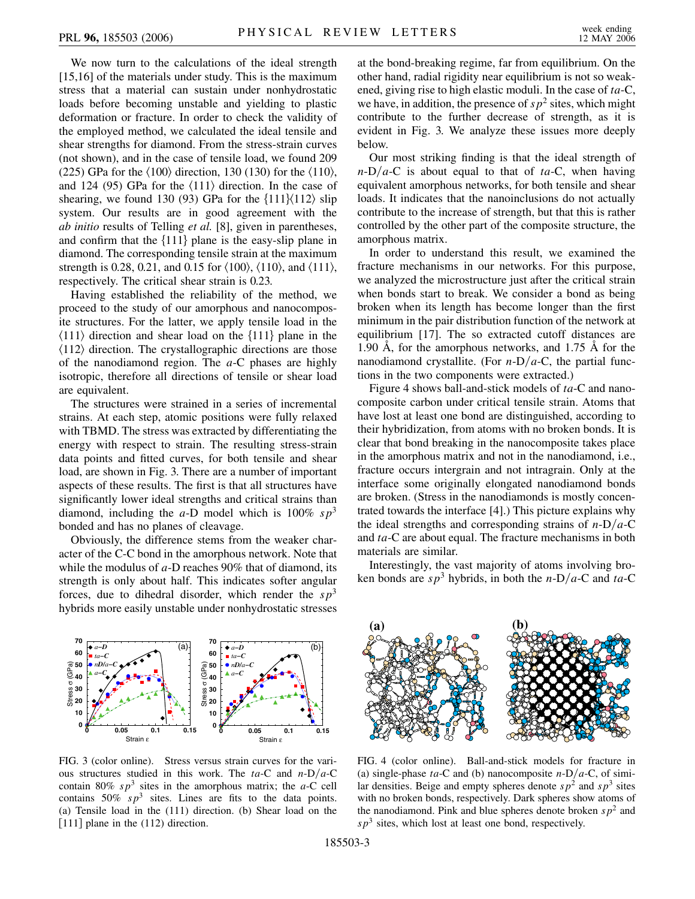We now turn to the calculations of the ideal strength [15,16] of the materials under study. This is the maximum stress that a material can sustain under nonhydrostatic loads before becoming unstable and yielding to plastic deformation or fracture. In order to check the validity of the employed method, we calculated the ideal tensile and shear strengths for diamond. From the stress-strain curves (not shown), and in the case of tensile load, we found 209 (225) GPa for the $\langle 100 \rangle$ direction, 130 (130) for the $\langle 110 \rangle$, and 124 (95) GPa for the $\langle 111 \rangle$ direction. In the case of shearing, we found 130 (93) GPa for the $\{111\}\langle 112 \rangle$ slip system. Our results are in good agreement with the *ab initio* results of Telling *et al.* [8], given in parentheses, and confirm that the $\{111\}$ plane is the easy-slip plane in diamond. The corresponding tensile strain at the maximum strength is 0.28, 0.21, and 0.15 for $\langle 100 \rangle$, $\langle 110 \rangle$, and $\langle 111 \rangle$, respectively. The critical shear strain is 0.23.

Having established the reliability of the method, we proceed to the study of our amorphous and nanocomposite structures. For the latter, we apply tensile load in the $\langle 111 \rangle$ direction and shear load on the $\{111\}$ plane in the $\langle 112 \rangle$ direction. The crystallographic directions are those of the nanodiamond region. The *a*-C phases are highly isotropic, therefore all directions of tensile or shear load are equivalent.

The structures were strained in a series of incremental strains. At each step, atomic positions were fully relaxed with TBMD. The stress was extracted by differentiating the energy with respect to strain. The resulting stress-strain data points and fitted curves, for both tensile and shear load, are shown in Fig. 3. There are a number of important aspects of these results. The first is that all structures have significantly lower ideal strengths and critical strains than diamond, including the *a*-D model which is 100% $sp^3$ bonded and has no planes of cleavage.

Obviously, the difference stems from the weaker character of the C-C bond in the amorphous network. Note that while the modulus of *a*-D reaches 90% that of diamond, its strength is only about half. This indicates softer angular forces, due to dihedral disorder, which render the $sp^3$ hybrids more easily unstable under nonhydrostatic stresses at the bond-breaking regime, far from equilibrium. On the other hand, radial rigidity near equilibrium is not so weakened, giving rise to high elastic moduli. In the case of *ta*-C, we have, in addition, the presence of $sp^2$ sites, which might contribute to the further decrease of strength, as it is evident in Fig. 3. We analyze these issues more deeply below.

FIG. 3 (color online). Stress versus strain curves for the various structures studied in this work. The *ta*-C and *n*-D/*a*-C contain 80% $sp^3$ sites in the amorphous matrix; the *a*-C cell contains 50% $sp^3$ sites. Lines are fits to the data points. (a) Tensile load in the (111) direction. (b) Shear load on the [111] plane in the (112) direction.

Our most striking finding is that the ideal strength of *n*-D/*a*-C is about equal to that of *ta*-C, when having equivalent amorphous networks, for both tensile and shear loads. It indicates that the nanoinclusions do not actually contribute to the increase of strength, but that this is rather controlled by the other part of the composite structure, the amorphous matrix.

In order to understand this result, we examined the fracture mechanisms in our networks. For this purpose, we analyzed the microstructure just after the critical strain when bonds start to break. We consider a bond as being broken when its length has become longer than the first minimum in the pair distribution function of the network at equilibrium [17]. The so extracted cutoff distances are 1.90 Å, for the amorphous networks, and 1.75 Å for the nanodiamond crystallite. (For *n*-D/*a*-C, the partial functions in the two components were extracted.)

Figure 4 shows ball-and-stick models of *ta*-C and nanocomposite carbon under critical tensile strain. Atoms that have lost at least one bond are distinguished, according to their hybridization, from atoms with no broken bonds. It is clear that bond breaking in the nanocomposite takes place in the amorphous matrix and not in the nanodiamond, i.e., fracture occurs intergrain and not intragrain. Only at the interface some originally elongated nanodiamond bonds are broken. (Stress in the nanodiamonds is mostly concentrated towards the interface [4].) This picture explains why the ideal strengths and corresponding strains of *n*-D/*a*-C and *ta*-C are about equal. The fracture mechanisms in both materials are similar.

Interestingly, the vast majority of atoms involving broken bonds are $sp^3$ hybrids, in both the *n*-D/*a*-C and *ta*-C

FIG. 4 (color online). Ball-and-stick models for fracture in (a) single-phase *ta*-C and (b) nanocomposite *n*-D/*a*-C, of similar densities. Beige and empty spheres denote $sp^2$ and $sp^3$ sites with no broken bonds, respectively. Dark spheres show atoms of the nanodiamond. Pink and blue spheres denote broken $sp^2$ and $sp^3$ sites, which lost at least one bond, respectively.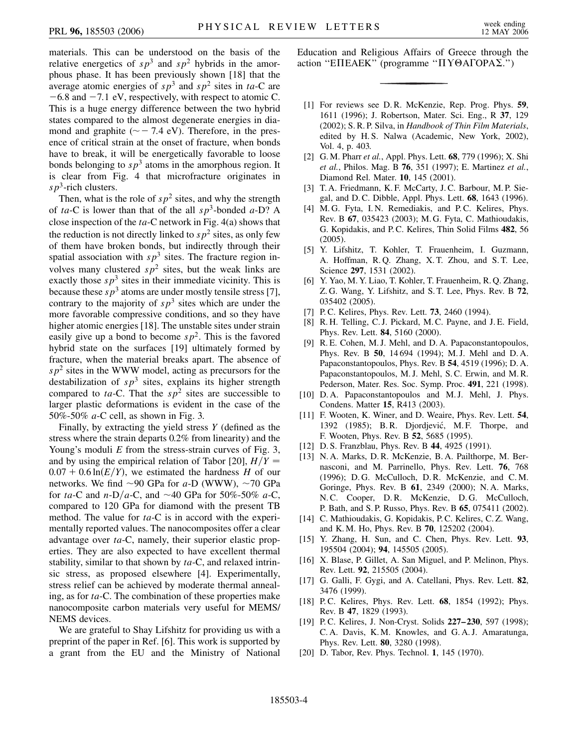materials. This can be understood on the basis of the relative energetics of $sp^3$ and $sp^2$ hybrids in the amorphous phase. It has been previously shown [18] that the average atomic energies of $sp^3$ and $sp^2$ sites in *ta*-C are $-6.8$ and $-7.1$ eV, respectively, with respect to atomic C. This is a huge energy difference between the two hybrid states compared to the almost degenerate energies in diamond and graphite ($\sim -7.4$ eV). Therefore, in the presence of critical strain at the onset of fracture, when bonds have to break, it will be energetically favorable to loose bonds belonging to $sp^3$ atoms in the amorphous region. It is clear from Fig. 4 that microfracture originates in $sp^3$-rich clusters.

Then, what is the role of $sp^2$ sites, and why the strength of *ta*-C is lower than that of the all $sp^3$-bonded *a*-D? A close inspection of the *ta*-C network in Fig. 4(a) shows that the reduction is not directly linked to $sp^2$ sites, as only few of them have broken bonds, but indirectly through their spatial association with $sp^3$ sites. The fracture region involves many clustered $sp^2$ sites, but the weak links are exactly those $sp^3$ sites in their immediate vicinity. This is because these $sp^3$ atoms are under mostly tensile stress [7], contrary to the majority of $sp^3$ sites which are under the more favorable compressive conditions, and so they have higher atomic energies [18]. The unstable sites under strain easily give up a bond to become $sp^2$. This is the favored hybrid state on the surfaces [19] ultimately formed by fracture, when the material breaks apart. The absence of $sp^2$ sites in the WWW model, acting as precursors for the destabilization of $sp^3$ sites, explains its higher strength compared to *ta*-C. That the $sp^2$ sites are successible to larger plastic deformations is evident in the case of the 50%-50% *a*-C cell, as shown in Fig. 3.

Finally, by extracting the yield stress $Y$ (defined as the stress where the strain departs 0.2% from linearity) and the Young's moduli $E$ from the stress-strain curves of Fig. 3, and by using the empirical relation of Tabor [20], $H/Y = 0.07 + 0.6\ln(E/Y)$, we estimated the hardness $H$ of our networks. We find $\sim$90 GPa for *a*-D (WWW), $\sim$70 GPa for *ta*-C and *n*-D/*a*-C, and $\sim$40 GPa for 50%-50% *a*-C, compared to 120 GPa for diamond with the present TB method. The value for *ta*-C is in accord with the experimentally reported values. The nanocomposites offer a clear advantage over *ta*-C, namely, their superior elastic properties. They are also expected to have excellent thermal stability, similar to that shown by *ta*-C, and relaxed intrinsic stress, as proposed elsewhere [4]. Experimentally, stress relief can be achieved by moderate thermal annealing, as for *ta*-C. The combination of these properties make nanocomposite carbon materials very useful for MEMS/NEMS devices.

We are grateful to Shay Lifshitz for providing us with a preprint of the paper in Ref. [6]. This work is supported by a grant from the EU and the Ministry of National Education and Religious Affairs of Greece through the action "ΕΠΕΑΕΚ" (programme "ΠΥΘΑΓΟΡΑΣ.")

---

[1] For reviews see D. R. McKenzie, Rep. Prog. Phys. **59**, 1611 (1996); J. Robertson, Mater. Sci. Eng., R **37**, 129 (2002); S. R. P. Silva, in *Handbook of Thin Film Materials*, edited by H. S. Nalwa (Academic, New York, 2002), Vol. 4, p. 403.

[2] G. M. Pharr *et al.*, Appl. Phys. Lett. **68**, 779 (1996); X. Shi *et al.*, Philos. Mag. B **76**, 351 (1997); E. Martinez *et al.*, Diamond Rel. Mater. **10**, 145 (2001).

[3] T. A. Friedmann, K. F. McCarty, J. C. Barbour, M. P. Siegal, and D. C. Dibble, Appl. Phys. Lett. **68**, 1643 (1996).

[4] M. G. Fyta, I. N. Remediakis, and P. C. Kelires, Phys. Rev. B **67**, 035423 (2003); M. G. Fyta, C. Mathioudakis, G. Kopidakis, and P. C. Kelires, Thin Solid Films **482**, 56 (2005).

[5] Y. Lifshitz, T. Kohler, T. Frauenheim, I. Guzmann, A. Hoffman, R. Q. Zhang, X. T. Zhou, and S. T. Lee, Science **297**, 1531 (2002).

[6] Y. Yao, M. Y. Liao, T. Kohler, T. Frauenheim, R. Q. Zhang, Z. G. Wang, Y. Lifshitz, and S. T. Lee, Phys. Rev. B **72**, 035402 (2005).

[7] P. C. Kelires, Phys. Rev. Lett. **73**, 2460 (1994).

[8] R. H. Telling, C. J. Pickard, M. C. Payne, and J. E. Field, Phys. Rev. Lett. **84**, 5160 (2000).

[9] R. E. Cohen, M. J. Mehl, and D. A. Papaconstantopoulos, Phys. Rev. B **50**, 14 694 (1994); M. J. Mehl and D. A. Papaconstantopoulos, Phys. Rev. B **54**, 4519 (1996); D. A. Papaconstantopoulos, M. J. Mehl, S. C. Erwin, and M. R. Pederson, Mater. Res. Soc. Symp. Proc. **491**, 221 (1998).

[10] D. A. Papaconstantopoulos and M. J. Mehl, J. Phys. Condens. Matter **15**, R413 (2003).

[11] F. Wooten, K. Winer, and D. Weaire, Phys. Rev. Lett. **54**, 1392 (1985); B. R. Djordjević, M. F. Thorpe, and F. Wooten, Phys. Rev. B **52**, 5685 (1995).

[12] D. S. Franzblau, Phys. Rev. B **44**, 4925 (1991).

[13] N. A. Marks, D. R. McKenzie, B. A. Pailthorpe, M. Bernasconi, and M. Parrinello, Phys. Rev. Lett. **76**, 768 (1996); D. G. McCulloch, D. R. McKenzie, and C. M. Goringe, Phys. Rev. B **61**, 2349 (2000); N. A. Marks, N. C. Cooper, D. R. McKenzie, D. G. McCulloch, P. Bath, and S. P. Russo, Phys. Rev. B **65**, 075411 (2002).

[14] C. Mathioudakis, G. Kopidakis, P. C. Kelires, C. Z. Wang, and K. M. Ho, Phys. Rev. B **70**, 125202 (2004).

[15] Y. Zhang, H. Sun, and C. Chen, Phys. Rev. Lett. **93**, 195504 (2004); **94**, 145505 (2005).

[16] X. Blase, P. Gillet, A. San Miguel, and P. Melinon, Phys. Rev. Lett. **92**, 215505 (2004).

[17] G. Galli, F. Gygi, and A. Catellani, Phys. Rev. Lett. **82**, 3476 (1999).

[18] P. C. Kelires, Phys. Rev. Lett. **68**, 1854 (1992); Phys. Rev. B **47**, 1829 (1993).

[19] P. C. Kelires, J. Non-Cryst. Solids **227–230**, 597 (1998); C. A. Davis, K. M. Knowles, and G. A. J. Amaratunga, Phys. Rev. Lett. **80**, 3280 (1998).

[20] D. Tabor, Rev. Phys. Technol. **1**, 145 (1970).